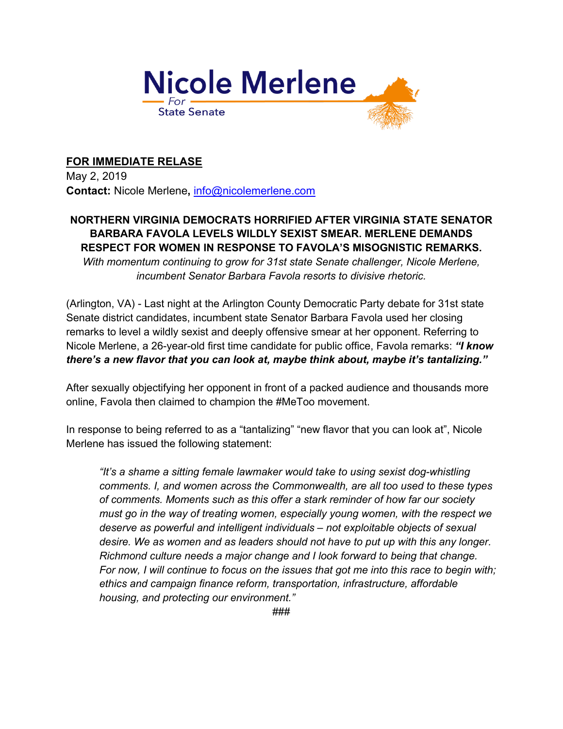# Nicole Merlene
For
State Senate

**FOR IMMEDIATE RELASE**
May 2, 2019
**Contact:** Nicole Merlene**,** info@nicolemerlene.com

**NORTHERN VIRGINIA DEMOCRATS HORRIFIED AFTER VIRGINIA STATE SENATOR BARBARA FAVOLA LEVELS WILDLY SEXIST SMEAR. MERLENE DEMANDS RESPECT FOR WOMEN IN RESPONSE TO FAVOLA'S MISOGNISTIC REMARKS.**

*With momentum continuing to grow for 31st state Senate challenger, Nicole Merlene, incumbent Senator Barbara Favola resorts to divisive rhetoric.*

(Arlington, VA) - Last night at the Arlington County Democratic Party debate for 31st state Senate district candidates, incumbent state Senator Barbara Favola used her closing remarks to level a wildly sexist and deeply offensive smear at her opponent. Referring to Nicole Merlene, a 26-year-old first time candidate for public office, Favola remarks: ***"I know there's a new flavor that you can look at, maybe think about, maybe it's tantalizing."***

After sexually objectifying her opponent in front of a packed audience and thousands more online, Favola then claimed to champion the #MeToo movement.

In response to being referred to as a "tantalizing" "new flavor that you can look at", Nicole Merlene has issued the following statement:

> *"It's a shame a sitting female lawmaker would take to using sexist dog-whistling comments. I, and women across the Commonwealth, are all too used to these types of comments. Moments such as this offer a stark reminder of how far our society must go in the way of treating women, especially young women, with the respect we deserve as powerful and intelligent individuals – not exploitable objects of sexual desire. We as women and as leaders should not have to put up with this any longer. Richmond culture needs a major change and I look forward to being that change. For now, I will continue to focus on the issues that got me into this race to begin with; ethics and campaign finance reform, transportation, infrastructure, affordable housing, and protecting our environment."*

###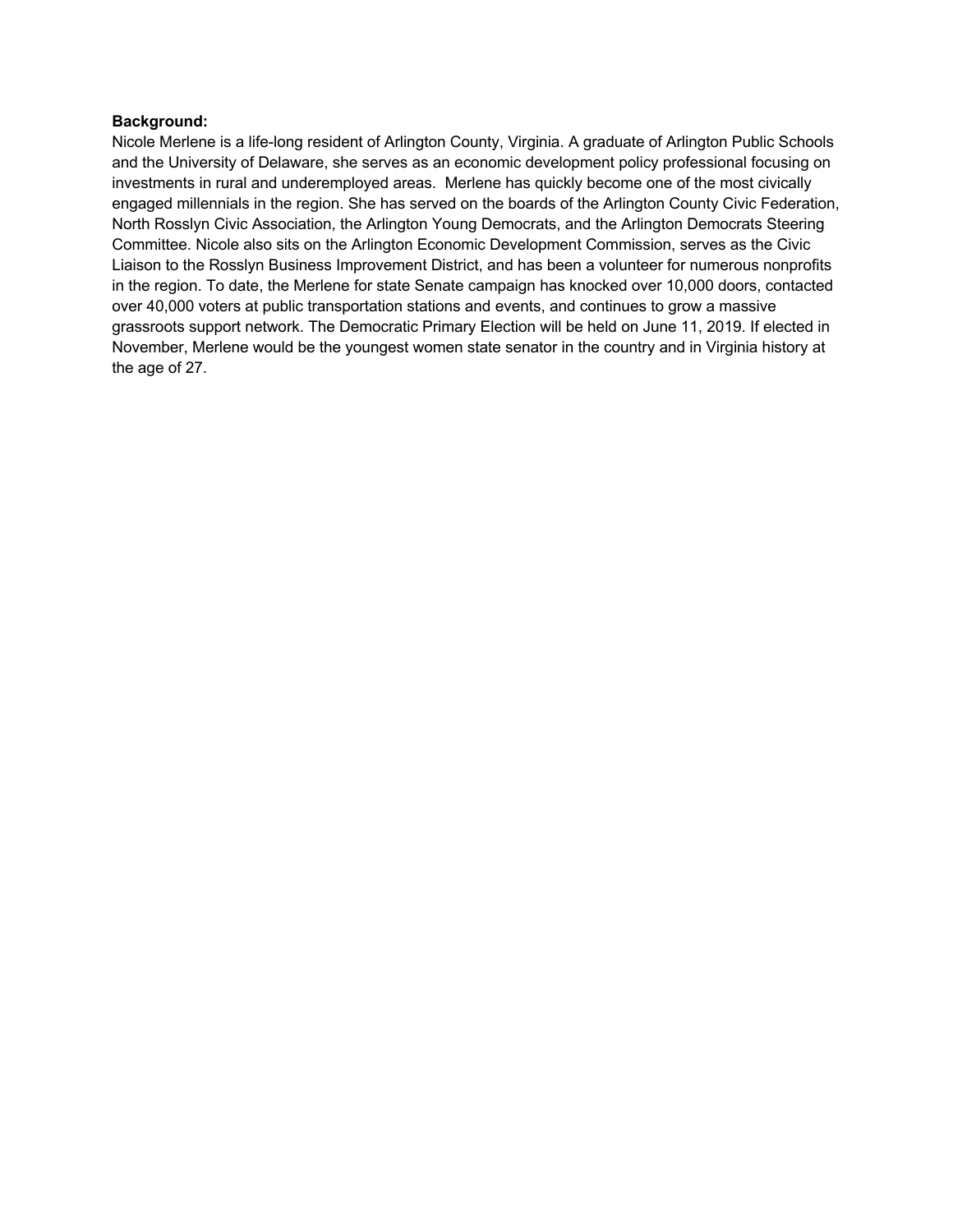**Background:**

Nicole Merlene is a life-long resident of Arlington County, Virginia. A graduate of Arlington Public Schools and the University of Delaware, she serves as an economic development policy professional focusing on investments in rural and underemployed areas. Merlene has quickly become one of the most civically engaged millennials in the region. She has served on the boards of the Arlington County Civic Federation, North Rosslyn Civic Association, the Arlington Young Democrats, and the Arlington Democrats Steering Committee. Nicole also sits on the Arlington Economic Development Commission, serves as the Civic Liaison to the Rosslyn Business Improvement District, and has been a volunteer for numerous nonprofits in the region. To date, the Merlene for state Senate campaign has knocked over 10,000 doors, contacted over 40,000 voters at public transportation stations and events, and continues to grow a massive grassroots support network. The Democratic Primary Election will be held on June 11, 2019. If elected in November, Merlene would be the youngest women state senator in the country and in Virginia history at the age of 27.